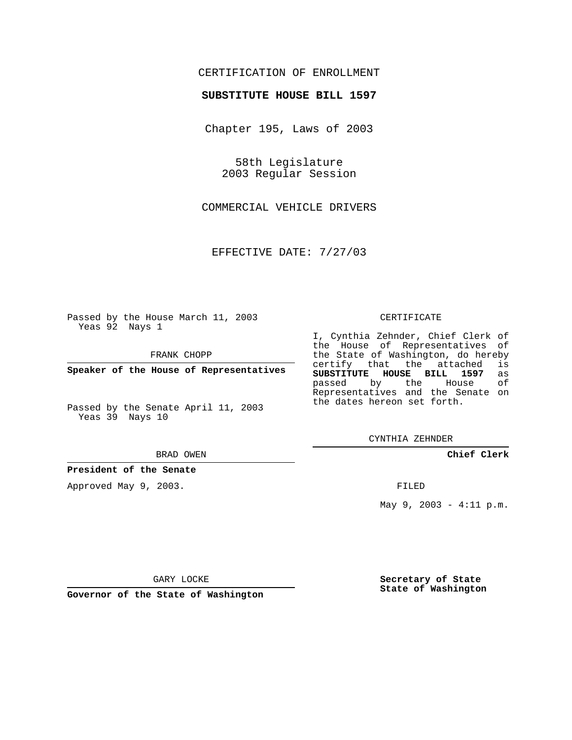CERTIFICATION OF ENROLLMENT

**SUBSTITUTE HOUSE BILL 1597**

Chapter 195, Laws of 2003

58th Legislature
2003 Regular Session

COMMERCIAL VEHICLE DRIVERS

EFFECTIVE DATE: 7/27/03

Passed by the House March 11, 2003
Yeas 92 Nays 1

FRANK CHOPP

**Speaker of the House of Representatives**

Passed by the Senate April 11, 2003
Yeas 39 Nays 10

BRAD OWEN

**President of the Senate**

Approved May 9, 2003.

GARY LOCKE

**Governor of the State of Washington**

CERTIFICATE

I, Cynthia Zehnder, Chief Clerk of the House of Representatives of the State of Washington, do hereby certify that the attached is **SUBSTITUTE HOUSE BILL 1597** as passed by the House of Representatives and the Senate on the dates hereon set forth.

CYNTHIA ZEHNDER

**Chief Clerk**

FILED

May 9, 2003 - 4:11 p.m.

**Secretary of State**
**State of Washington**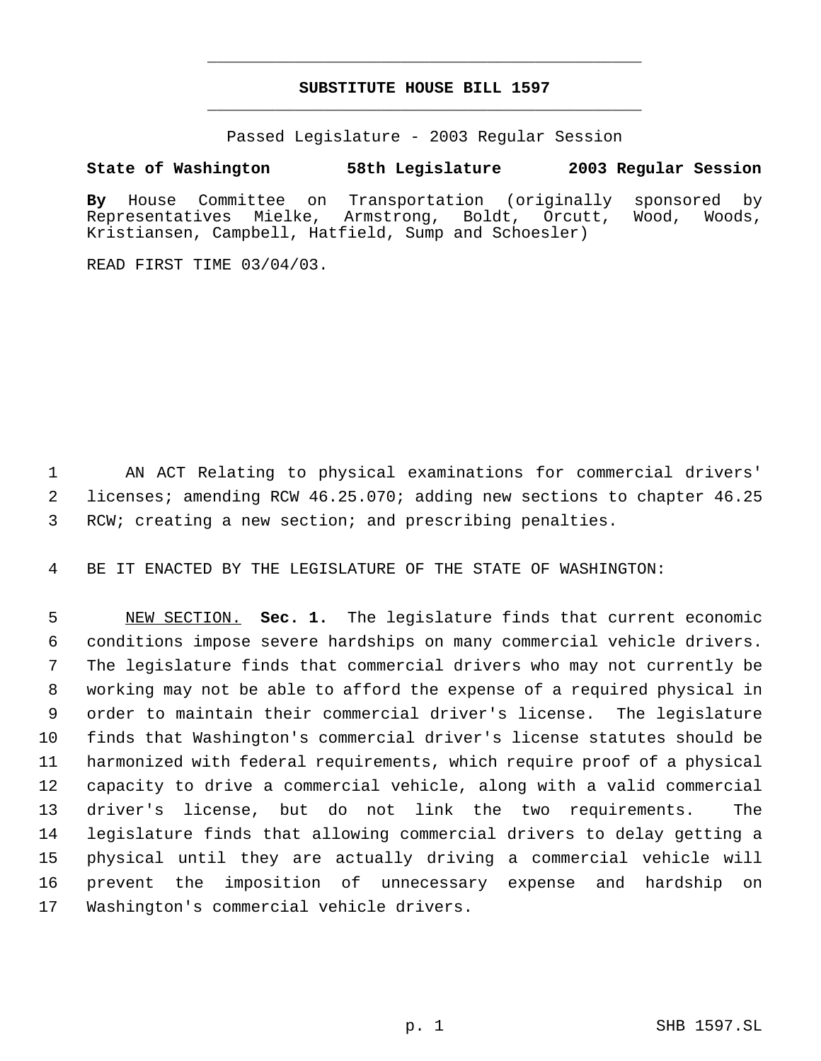**SUBSTITUTE HOUSE BILL 1597**

Passed Legislature - 2003 Regular Session

**State of Washington 58th Legislature 2003 Regular Session**

**By** House Committee on Transportation (originally sponsored by Representatives Mielke, Armstrong, Boldt, Orcutt, Wood, Woods, Kristiansen, Campbell, Hatfield, Sump and Schoesler)

READ FIRST TIME 03/04/03.

1 AN ACT Relating to physical examinations for commercial drivers'
2 licenses; amending RCW 46.25.070; adding new sections to chapter 46.25
3 RCW; creating a new section; and prescribing penalties.

4 BE IT ENACTED BY THE LEGISLATURE OF THE STATE OF WASHINGTON:

5 NEW SECTION. **Sec. 1.** The legislature finds that current economic
6 conditions impose severe hardships on many commercial vehicle drivers.
7 The legislature finds that commercial drivers who may not currently be
8 working may not be able to afford the expense of a required physical in
9 order to maintain their commercial driver's license. The legislature
10 finds that Washington's commercial driver's license statutes should be
11 harmonized with federal requirements, which require proof of a physical
12 capacity to drive a commercial vehicle, along with a valid commercial
13 driver's license, but do not link the two requirements. The
14 legislature finds that allowing commercial drivers to delay getting a
15 physical until they are actually driving a commercial vehicle will
16 prevent the imposition of unnecessary expense and hardship on
17 Washington's commercial vehicle drivers.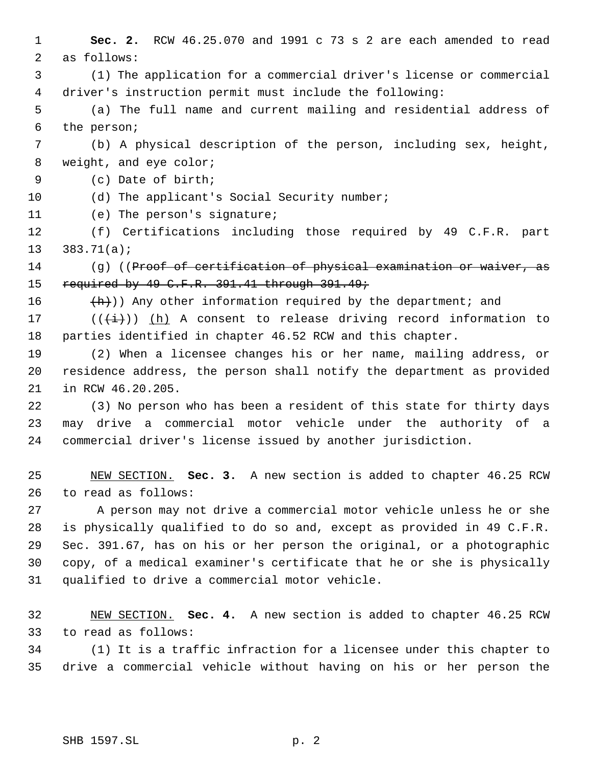**Sec. 2.** RCW 46.25.070 and 1991 c 73 s 2 are each amended to read as follows:

(1) The application for a commercial driver's license or commercial driver's instruction permit must include the following:

(a) The full name and current mailing and residential address of the person;

(b) A physical description of the person, including sex, height, weight, and eye color;

(c) Date of birth;

(d) The applicant's Social Security number;

(e) The person's signature;

(f) Certifications including those required by 49 C.F.R. part 383.71(a);

(g) ((~~Proof of certification of physical examination or waiver, as required by 49 C.F.R. 391.41 through 391.49;~~

~~(h)~~)) Any other information required by the department; and

((~~(i)~~)) <u>(h)</u> A consent to release driving record information to parties identified in chapter 46.52 RCW and this chapter.

(2) When a licensee changes his or her name, mailing address, or residence address, the person shall notify the department as provided in RCW 46.20.205.

(3) No person who has been a resident of this state for thirty days may drive a commercial motor vehicle under the authority of a commercial driver's license issued by another jurisdiction.

<u>NEW SECTION.</u> **Sec. 3.** A new section is added to chapter 46.25 RCW to read as follows:

A person may not drive a commercial motor vehicle unless he or she is physically qualified to do so and, except as provided in 49 C.F.R. Sec. 391.67, has on his or her person the original, or a photographic copy, of a medical examiner's certificate that he or she is physically qualified to drive a commercial motor vehicle.

<u>NEW SECTION.</u> **Sec. 4.** A new section is added to chapter 46.25 RCW to read as follows:

(1) It is a traffic infraction for a licensee under this chapter to drive a commercial vehicle without having on his or her person the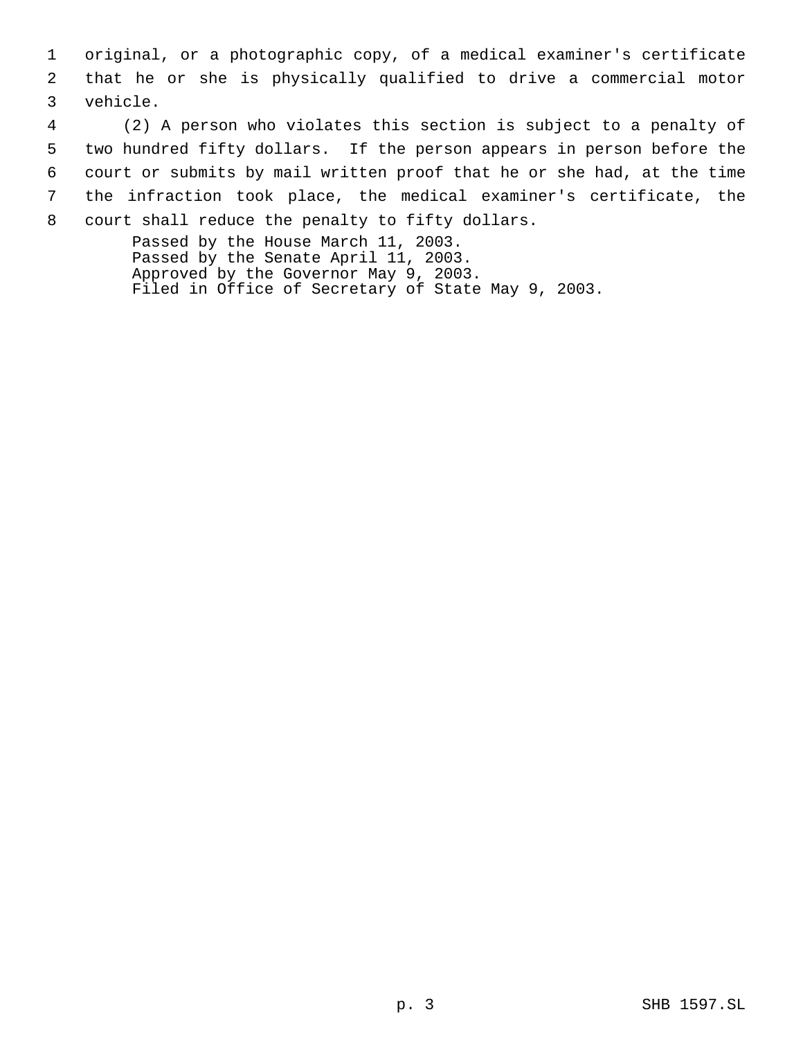original, or a photographic copy, of a medical examiner's certificate that he or she is physically qualified to drive a commercial motor vehicle.

(2) A person who violates this section is subject to a penalty of two hundred fifty dollars. If the person appears in person before the court or submits by mail written proof that he or she had, at the time the infraction took place, the medical examiner's certificate, the court shall reduce the penalty to fifty dollars.

Passed by the House March 11, 2003.
Passed by the Senate April 11, 2003.
Approved by the Governor May 9, 2003.
Filed in Office of Secretary of State May 9, 2003.